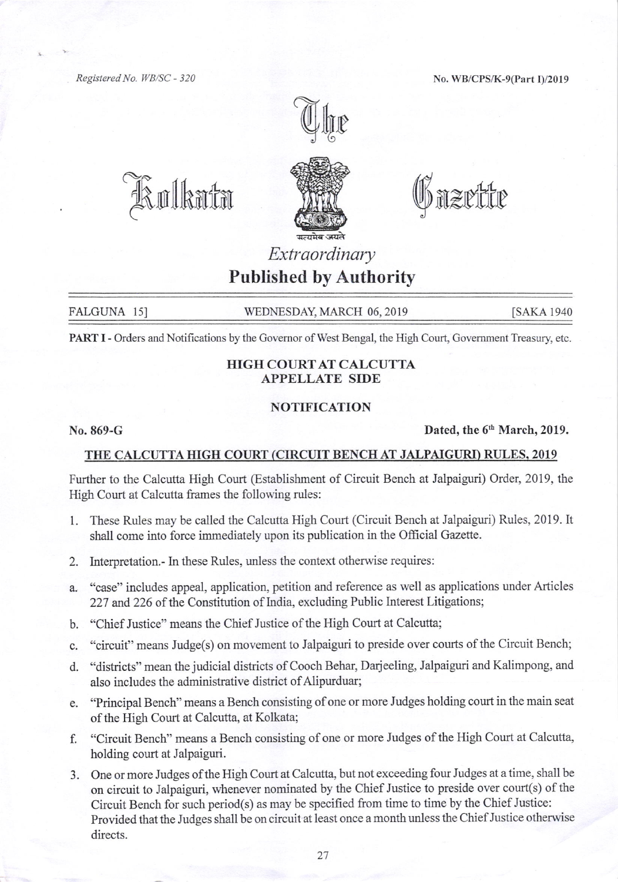Registered No. WB/SC - 320

No. WB/CPS/K-9(Part I)/2019

# The Kolkata Gazette

*Extraordinary*

**Published by Authority**

FALGUNA 15] WEDNESDAY, MARCH 06, 2019 [SAKA 1940

**PART I** - Orders and Notifications by the Governor of West Bengal, the High Court, Government Treasury, etc.

## HIGH COURT AT CALCUTTA
## APPELLATE SIDE

### NOTIFICATION

**No. 869-G** **Dated, the 6th March, 2019.**

### THE CALCUTTA HIGH COURT (CIRCUIT BENCH AT JALPAIGURI) RULES, 2019

Further to the Calcutta High Court (Establishment of Circuit Bench at Jalpaiguri) Order, 2019, the High Court at Calcutta frames the following rules:

1. These Rules may be called the Calcutta High Court (Circuit Bench at Jalpaiguri) Rules, 2019. It shall come into force immediately upon its publication in the Official Gazette.

2. Interpretation.- In these Rules, unless the context otherwise requires:

a. "case" includes appeal, application, petition and reference as well as applications under Articles 227 and 226 of the Constitution of India, excluding Public Interest Litigations;

b. "Chief Justice" means the Chief Justice of the High Court at Calcutta;

c. "circuit" means Judge(s) on movement to Jalpaiguri to preside over courts of the Circuit Bench;

d. "districts" mean the judicial districts of Cooch Behar, Darjeeling, Jalpaiguri and Kalimpong, and also includes the administrative district of Alipurduar;

e. "Principal Bench" means a Bench consisting of one or more Judges holding court in the main seat of the High Court at Calcutta, at Kolkata;

f. "Circuit Bench" means a Bench consisting of one or more Judges of the High Court at Calcutta, holding court at Jalpaiguri.

3. One or more Judges of the High Court at Calcutta, but not exceeding four Judges at a time, shall be on circuit to Jalpaiguri, whenever nominated by the Chief Justice to preside over court(s) of the Circuit Bench for such period(s) as may be specified from time to time by the Chief Justice: Provided that the Judges shall be on circuit at least once a month unless the Chief Justice otherwise directs.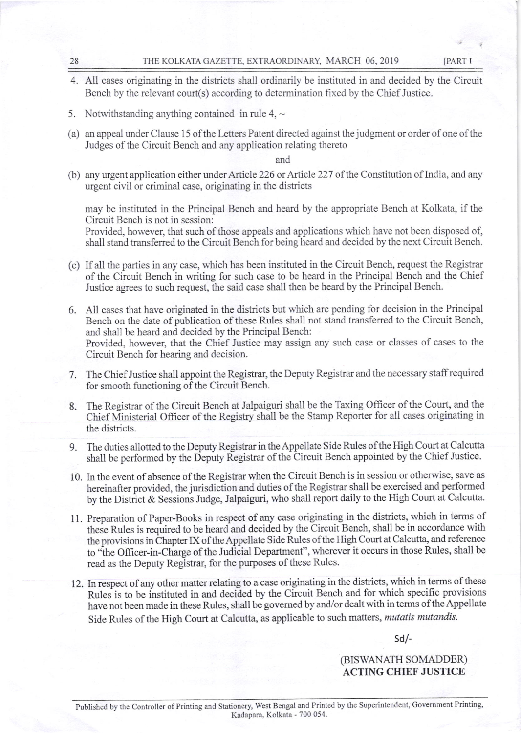4. All cases originating in the districts shall ordinarily be instituted in and decided by the Circuit Bench by the relevant court(s) according to determination fixed by the Chief Justice.

5. Notwithstanding anything contained in rule 4, ~

(a) an appeal under Clause 15 of the Letters Patent directed against the judgment or order of one of the Judges of the Circuit Bench and any application relating thereto

and

(b) any urgent application either under Article 226 or Article 227 of the Constitution of India, and any urgent civil or criminal case, originating in the districts

may be instituted in the Principal Bench and heard by the appropriate Bench at Kolkata, if the Circuit Bench is not in session:

Provided, however, that such of those appeals and applications which have not been disposed of, shall stand transferred to the Circuit Bench for being heard and decided by the next Circuit Bench.

(c) If all the parties in any case, which has been instituted in the Circuit Bench, request the Registrar of the Circuit Bench in writing for such case to be heard in the Principal Bench and the Chief Justice agrees to such request, the said case shall then be heard by the Principal Bench.

6. All cases that have originated in the districts but which are pending for decision in the Principal Bench on the date of publication of these Rules shall not stand transferred to the Circuit Bench, and shall be heard and decided by the Principal Bench:

   Provided, however, that the Chief Justice may assign any such case or classes of cases to the Circuit Bench for hearing and decision.

7. The Chief Justice shall appoint the Registrar, the Deputy Registrar and the necessary staff required for smooth functioning of the Circuit Bench.

8. The Registrar of the Circuit Bench at Jalpaiguri shall be the Taxing Officer of the Court, and the Chief Ministerial Officer of the Registry shall be the Stamp Reporter for all cases originating in the districts.

9. The duties allotted to the Deputy Registrar in the Appellate Side Rules of the High Court at Calcutta shall be performed by the Deputy Registrar of the Circuit Bench appointed by the Chief Justice.

10. In the event of absence of the Registrar when the Circuit Bench is in session or otherwise, save as hereinafter provided, the jurisdiction and duties of the Registrar shall be exercised and performed by the District & Sessions Judge, Jalpaiguri, who shall report daily to the High Court at Calcutta.

11. Preparation of Paper-Books in respect of any case originating in the districts, which in terms of these Rules is required to be heard and decided by the Circuit Bench, shall be in accordance with the provisions in Chapter IX of the Appellate Side Rules of the High Court at Calcutta, and reference to "the Officer-in-Charge of the Judicial Department", wherever it occurs in those Rules, shall be read as the Deputy Registrar, for the purposes of these Rules.

12. In respect of any other matter relating to a case originating in the districts, which in terms of these Rules is to be instituted in and decided by the Circuit Bench and for which specific provisions have not been made in these Rules, shall be governed by and/or dealt with in terms of the Appellate Side Rules of the High Court at Calcutta, as applicable to such matters, *mutatis mutandis*.

Sd/-

(BISWANATH SOMADDER)
**ACTING CHIEF JUSTICE**

Published by the Controller of Printing and Stationery, West Bengal and Printed by the Superintendent, Government Printing, Kadapara, Kolkata - 700 054.